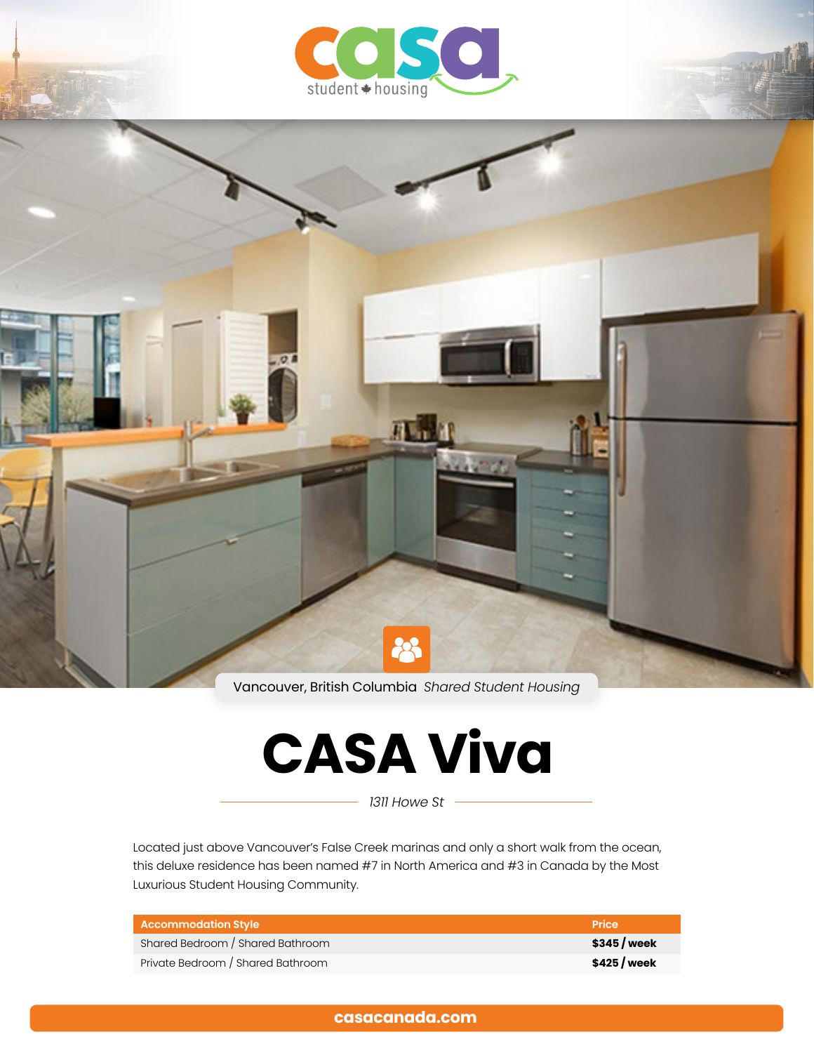casa student housing

Vancouver, British Columbia *Shared Student Housing*

# CASA Viva

*1311 Howe St*

Located just above Vancouver's False Creek marinas and only a short walk from the ocean, this deluxe residence has been named #7 in North America and #3 in Canada by the Most Luxurious Student Housing Community.

| Accommodation Style | Price |
| --- | --- |
| Shared Bedroom / Shared Bathroom | **$345 / week** |
| Private Bedroom / Shared Bathroom | **$425 / week** |

**casacanada.com**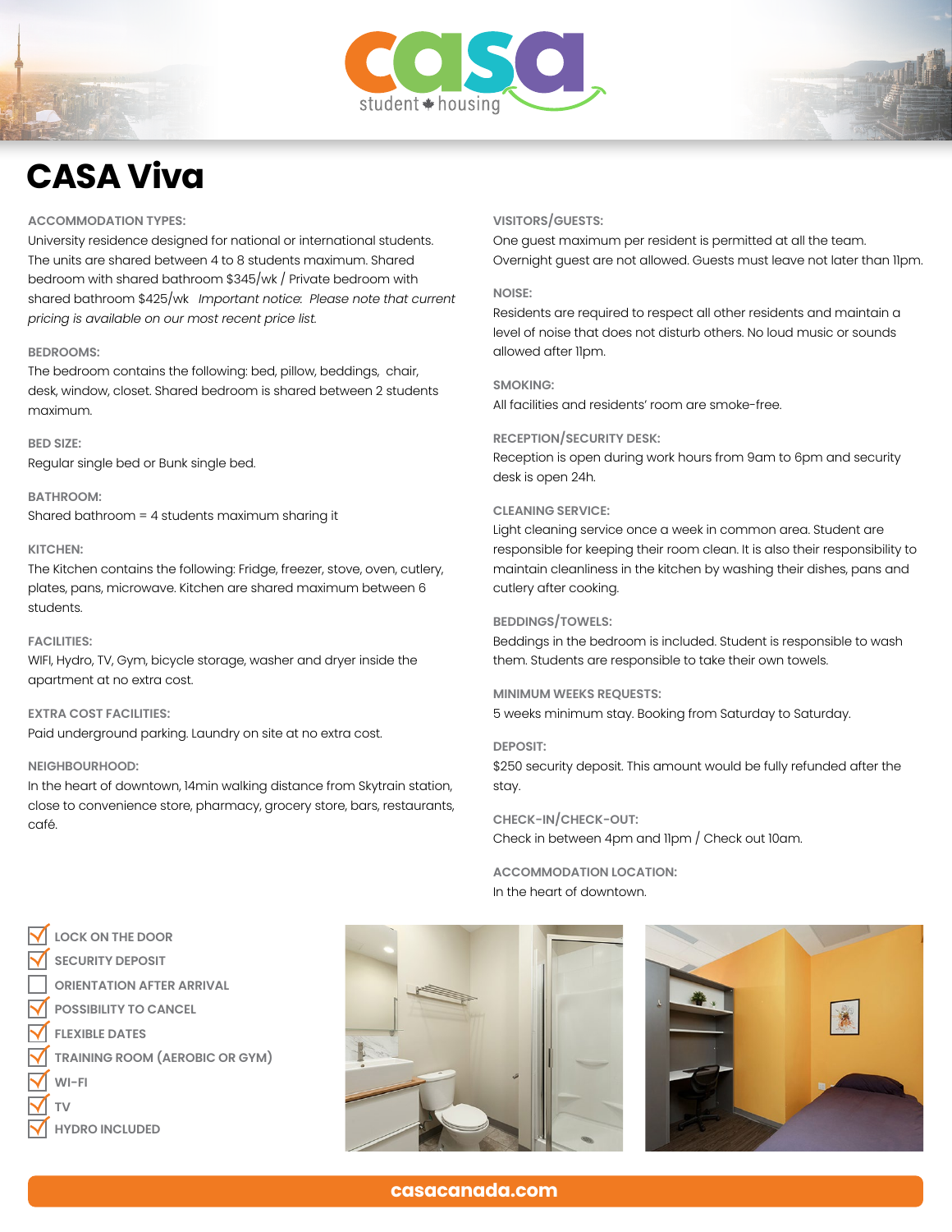# CASA Viva

**ACCOMMODATION TYPES:**
University residence designed for national or international students. The units are shared between 4 to 8 students maximum. Shared bedroom with shared bathroom $345/wk / Private bedroom with shared bathroom $425/wk *Important notice: Please note that current pricing is available on our most recent price list.*

**BEDROOMS:**
The bedroom contains the following: bed, pillow, beddings, chair, desk, window, closet. Shared bedroom is shared between 2 students maximum.

**BED SIZE:**
Regular single bed or Bunk single bed.

**BATHROOM:**
Shared bathroom = 4 students maximum sharing it

**KITCHEN:**
The Kitchen contains the following: Fridge, freezer, stove, oven, cutlery, plates, pans, microwave. Kitchen are shared maximum between 6 students.

**FACILITIES:**
WIFI, Hydro, TV, Gym, bicycle storage, washer and dryer inside the apartment at no extra cost.

**EXTRA COST FACILITIES:**
Paid underground parking. Laundry on site at no extra cost.

**NEIGHBOURHOOD:**
In the heart of downtown, 14min walking distance from Skytrain station, close to convenience store, pharmacy, grocery store, bars, restaurants, café.

**VISITORS/GUESTS:**
One guest maximum per resident is permitted at all the team. Overnight guest are not allowed. Guests must leave not later than 11pm.

**NOISE:**
Residents are required to respect all other residents and maintain a level of noise that does not disturb others. No loud music or sounds allowed after 11pm.

**SMOKING:**
All facilities and residents' room are smoke-free.

**RECEPTION/SECURITY DESK:**
Reception is open during work hours from 9am to 6pm and security desk is open 24h.

**CLEANING SERVICE:**
Light cleaning service once a week in common area. Student are responsible for keeping their room clean. It is also their responsibility to maintain cleanliness in the kitchen by washing their dishes, pans and cutlery after cooking.

**BEDDINGS/TOWELS:**
Beddings in the bedroom is included. Student is responsible to wash them. Students are responsible to take their own towels.

**MINIMUM WEEKS REQUESTS:**
5 weeks minimum stay. Booking from Saturday to Saturday.

**DEPOSIT:**
$250 security deposit. This amount would be fully refunded after the stay.

**CHECK-IN/CHECK-OUT:**
Check in between 4pm and 11pm / Check out 10am.

**ACCOMMODATION LOCATION:**
In the heart of downtown.

- [x] LOCK ON THE DOOR
- [x] SECURITY DEPOSIT
- [ ] ORIENTATION AFTER ARRIVAL
- [x] POSSIBILITY TO CANCEL
- [x] FLEXIBLE DATES
- [x] TRAINING ROOM (AEROBIC OR GYM)
- [x] WI-FI
- [x] TV
- [x] HYDRO INCLUDED

casacanada.com